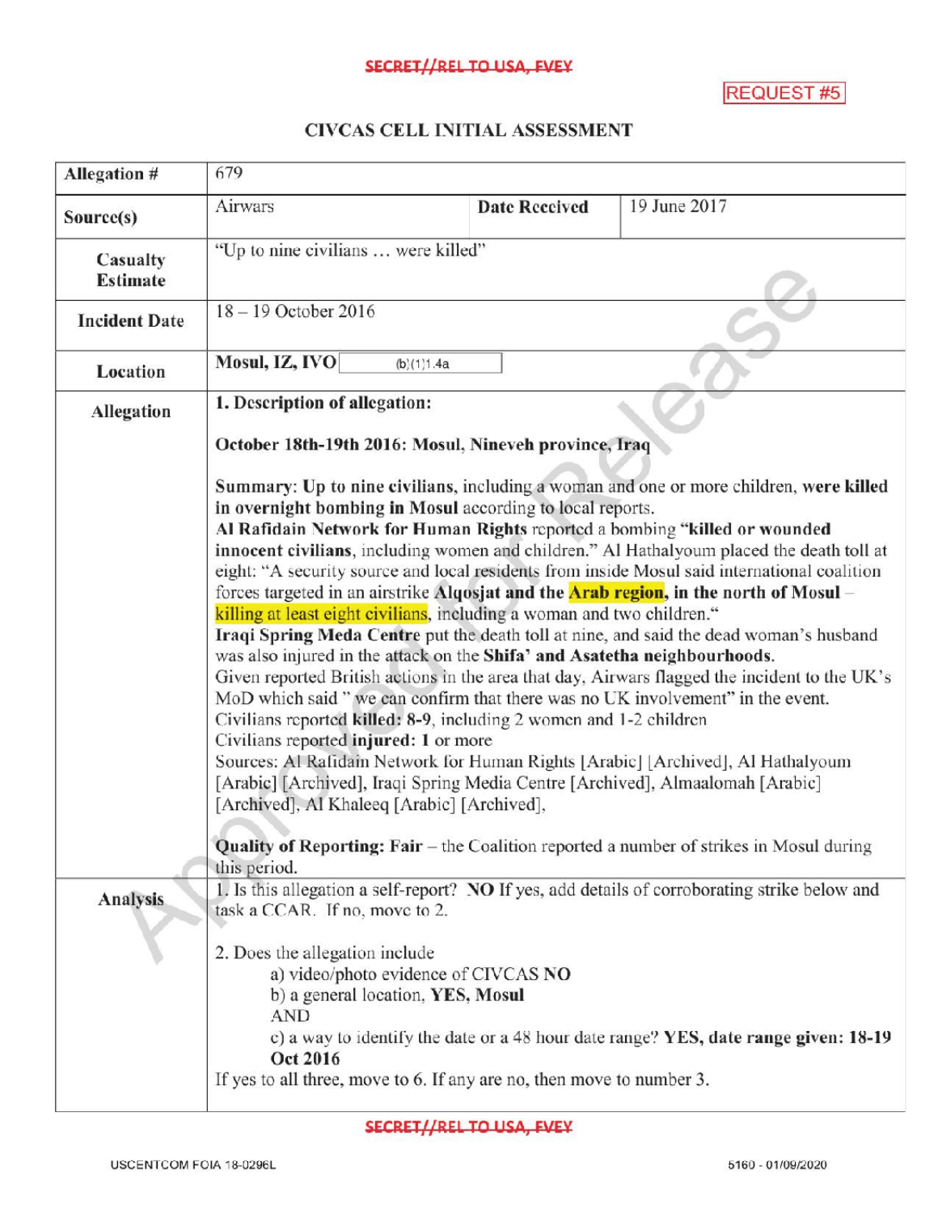SECRET//REL TO USA, FVEY

REQUEST #5

# CIVCAS CELL INITIAL ASSESSMENT

| Allegation # | 679 | | |
|---|---|---|---|
| Source(s) | Airwars | **Date Received** | 19 June 2017 |
| **Casualty Estimate** | "Up to nine civilians … were killed" | | |
| **Incident Date** | 18 – 19 October 2016 | | |
| **Location** | **Mosul, IZ, IVO** (b)(1)1.4a | | |
| **Allegation** | **1. Description of allegation:**<br><br>**October 18th-19th 2016: Mosul, Nineveh province, Iraq**<br><br>**Summary: Up to nine civilians,** including a woman and one or more children, **were killed in overnight bombing in Mosul** according to local reports.<br>**Al Rafidain Network for Human Rights** reported a bombing **"killed or wounded innocent civilians,** including women and children." Al Hathalyoum placed the death toll at eight: "A security source and local residents from inside Mosul said international coalition forces targeted in an airstrike **Alqosjat and the Arab region, in the north of Mosul** – killing at least eight civilians, including a woman and two children."<br>**Iraqi Spring Meda Centre** put the death toll at nine, and said the dead woman's husband was also injured in the attack on the **Shifa' and Asatetha neighbourhoods.**<br>Given reported British actions in the area that day, Airwars flagged the incident to the UK's MoD which said " we can confirm that there was no UK involvement" in the event.<br>Civilians reported **killed: 8-9**, including 2 women and 1-2 children<br>Civilians reported **injured: 1** or more<br>Sources: Al Rafidain Network for Human Rights [Arabic] [Archived], Al Hathalyoum [Arabic] [Archived], Iraqi Spring Media Centre [Archived], Almaalomah [Arabic] [Archived], Al Khaleeq [Arabic] [Archived],<br><br>**Quality of Reporting: Fair** – the Coalition reported a number of strikes in Mosul during this period. | | |
| **Analysis** | 1. Is this allegation a self-report? **NO** If yes, add details of corroborating strike below and task a CCAR. If no, move to 2.<br><br>2. Does the allegation include<br>a) video/photo evidence of CIVCAS **NO**<br>b) a general location, **YES, Mosul**<br>AND<br>c) a way to identify the date or a 48 hour date range? **YES, date range given: 18-19 Oct 2016**<br>If yes to all three, move to 6. If any are no, then move to number 3. | | |

SECRET//REL TO USA, FVEY

USCENTCOM FOIA 18-0296L

5160 - 01/09/2020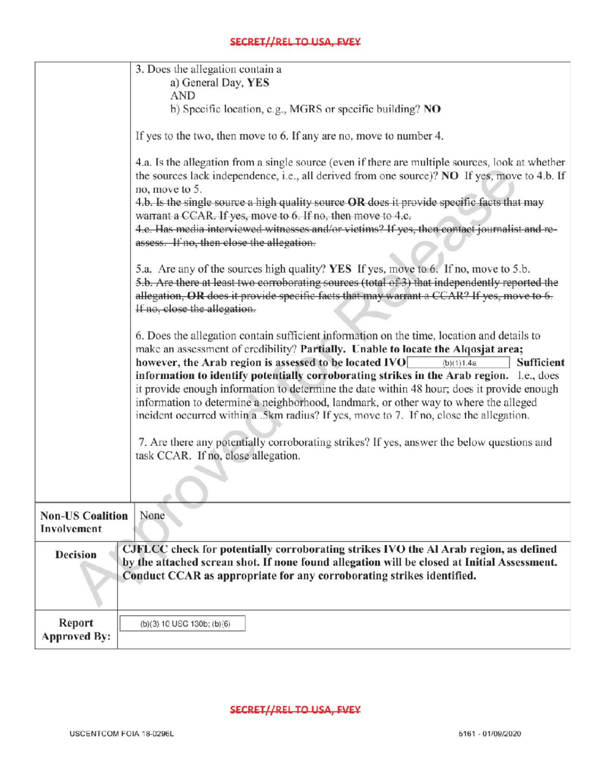| | |
|---|---|
| | 3. Does the allegation contain a<br>a) General Day, **YES**<br>AND<br>b) Specific location, e.g., MGRS or specific building? **NO**<br><br>If yes to the two, then move to 6. If any are no, move to number 4.<br><br>4.a. Is the allegation from a single source (even if there are multiple sources, look at whether the sources lack independence, i.e., all derived from one source)? **NO** If yes, move to 4.b. If no, move to 5.<br>~~4.b. Is the single source a high quality source **OR** does it provide specific facts that may warrant a CCAR. If yes, move to 6. If no, then move to 4.c.~~<br>~~4.c. Has media interviewed witnesses and/or victims? If yes, then contact journalist and re-assess. If no, then close the allegation.~~<br><br>5.a. Are any of the sources high quality? **YES** If yes, move to 6. If no, move to 5.b.<br>~~5.b. Are there at least two corroborating sources (total of 3) that independently reported the allegation, **OR** does it provide specific facts that may warrant a CCAR? If yes, move to 6. If no, close the allegation.~~<br><br>6. Does the allegation contain sufficient information on the time, location and details to make an assessment of credibility? **Partially. Unable to locate the Alqosjat area; however, the Arab region is assessed to be located IVO** (b)(1)1.4a **Sufficient information to identify potentially corroborating strikes in the Arab region.** I.e., does it provide enough information to determine the date within 48 hour; does it provide enough information to determine a neighborhood, landmark, or other way to where the alleged incident occurred within a .5km radius? If yes, move to 7. If no, close the allegation.<br><br>7. Are there any potentially corroborating strikes? If yes, answer the below questions and task CCAR. If no, close allegation. |
| **Non-US Coalition Involvement** | None |
| **Decision** | **CJFLCC check for potentially corroborating strikes IVO the Al Arab region, as defined by the attached screan shot. If none found allegation will be closed at Initial Assessment. Conduct CCAR as appropriate for any corroborating strikes identified.** |
| **Report Approved By:** | (b)(3) 10 USC 130b; (b)(6) |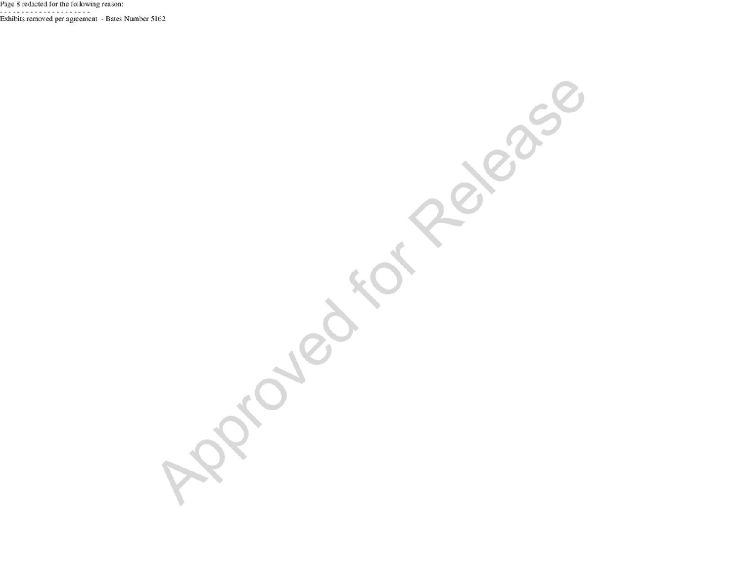Page 8 redacted for the following reason:

- - - - - - - - - - - - - - - - - - - -

Exhibits removed per agreement - Bates Number 5162